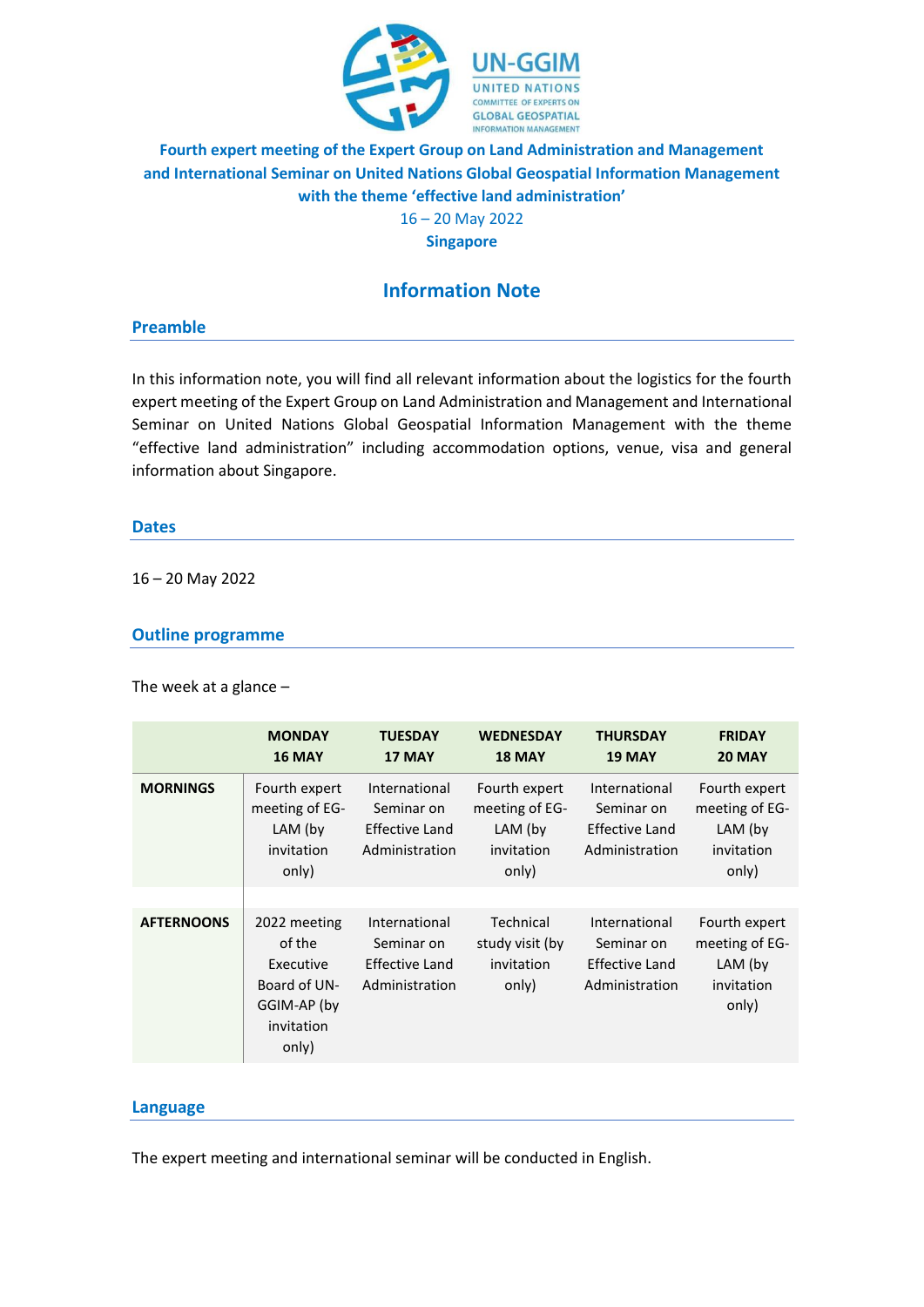UN-GGIM

UNITED NATIONS
COMMITTEE OF EXPERTS ON
GLOBAL GEOSPATIAL
INFORMATION MANAGEMENT

# Fourth expert meeting of the Expert Group on Land Administration and Management and International Seminar on United Nations Global Geospatial Information Management with the theme 'effective land administration'

16 – 20 May 2022

**Singapore**

## Information Note

### Preamble

In this information note, you will find all relevant information about the logistics for the fourth expert meeting of the Expert Group on Land Administration and Management and International Seminar on United Nations Global Geospatial Information Management with the theme "effective land administration" including accommodation options, venue, visa and general information about Singapore.

### Dates

16 – 20 May 2022

### Outline programme

The week at a glance –

| | **MONDAY 16 MAY** | **TUESDAY 17 MAY** | **WEDNESDAY 18 MAY** | **THURSDAY 19 MAY** | **FRIDAY 20 MAY** |
|---|---|---|---|---|---|
| **MORNINGS** | Fourth expert meeting of EG-LAM (by invitation only) | International Seminar on Effective Land Administration | Fourth expert meeting of EG-LAM (by invitation only) | International Seminar on Effective Land Administration | Fourth expert meeting of EG-LAM (by invitation only) |
| **AFTERNOONS** | 2022 meeting of the Executive Board of UN-GGIM-AP (by invitation only) | International Seminar on Effective Land Administration | Technical study visit (by invitation only) | International Seminar on Effective Land Administration | Fourth expert meeting of EG-LAM (by invitation only) |

### Language

The expert meeting and international seminar will be conducted in English.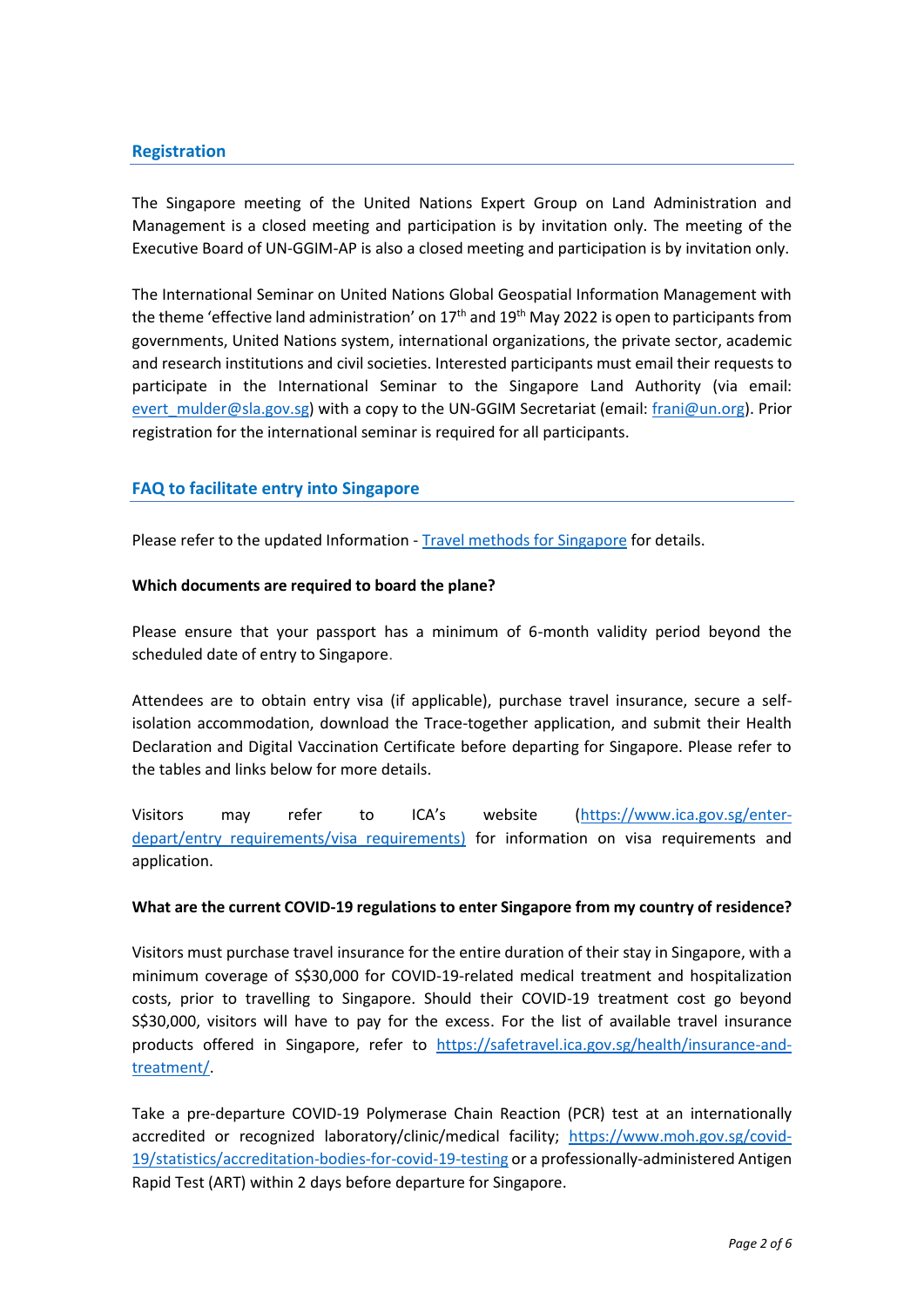## Registration

The Singapore meeting of the United Nations Expert Group on Land Administration and Management is a closed meeting and participation is by invitation only. The meeting of the Executive Board of UN-GGIM-AP is also a closed meeting and participation is by invitation only.

The International Seminar on United Nations Global Geospatial Information Management with the theme 'effective land administration' on 17th and 19th May 2022 is open to participants from governments, United Nations system, international organizations, the private sector, academic and research institutions and civil societies. Interested participants must email their requests to participate in the International Seminar to the Singapore Land Authority (via email: evert_mulder@sla.gov.sg) with a copy to the UN-GGIM Secretariat (email: frani@un.org). Prior registration for the international seminar is required for all participants.

## FAQ to facilitate entry into Singapore

Please refer to the updated Information - Travel methods for Singapore for details.

**Which documents are required to board the plane?**

Please ensure that your passport has a minimum of 6-month validity period beyond the scheduled date of entry to Singapore.

Attendees are to obtain entry visa (if applicable), purchase travel insurance, secure a self-isolation accommodation, download the Trace-together application, and submit their Health Declaration and Digital Vaccination Certificate before departing for Singapore. Please refer to the tables and links below for more details.

Visitors may refer to ICA's website (https://www.ica.gov.sg/enter-depart/entry_requirements/visa_requirements) for information on visa requirements and application.

**What are the current COVID-19 regulations to enter Singapore from my country of residence?**

Visitors must purchase travel insurance for the entire duration of their stay in Singapore, with a minimum coverage of S$30,000 for COVID-19-related medical treatment and hospitalization costs, prior to travelling to Singapore. Should their COVID-19 treatment cost go beyond S$30,000, visitors will have to pay for the excess. For the list of available travel insurance products offered in Singapore, refer to https://safetravel.ica.gov.sg/health/insurance-and-treatment/.

Take a pre-departure COVID-19 Polymerase Chain Reaction (PCR) test at an internationally accredited or recognized laboratory/clinic/medical facility; https://www.moh.gov.sg/covid-19/statistics/accreditation-bodies-for-covid-19-testing or a professionally-administered Antigen Rapid Test (ART) within 2 days before departure for Singapore.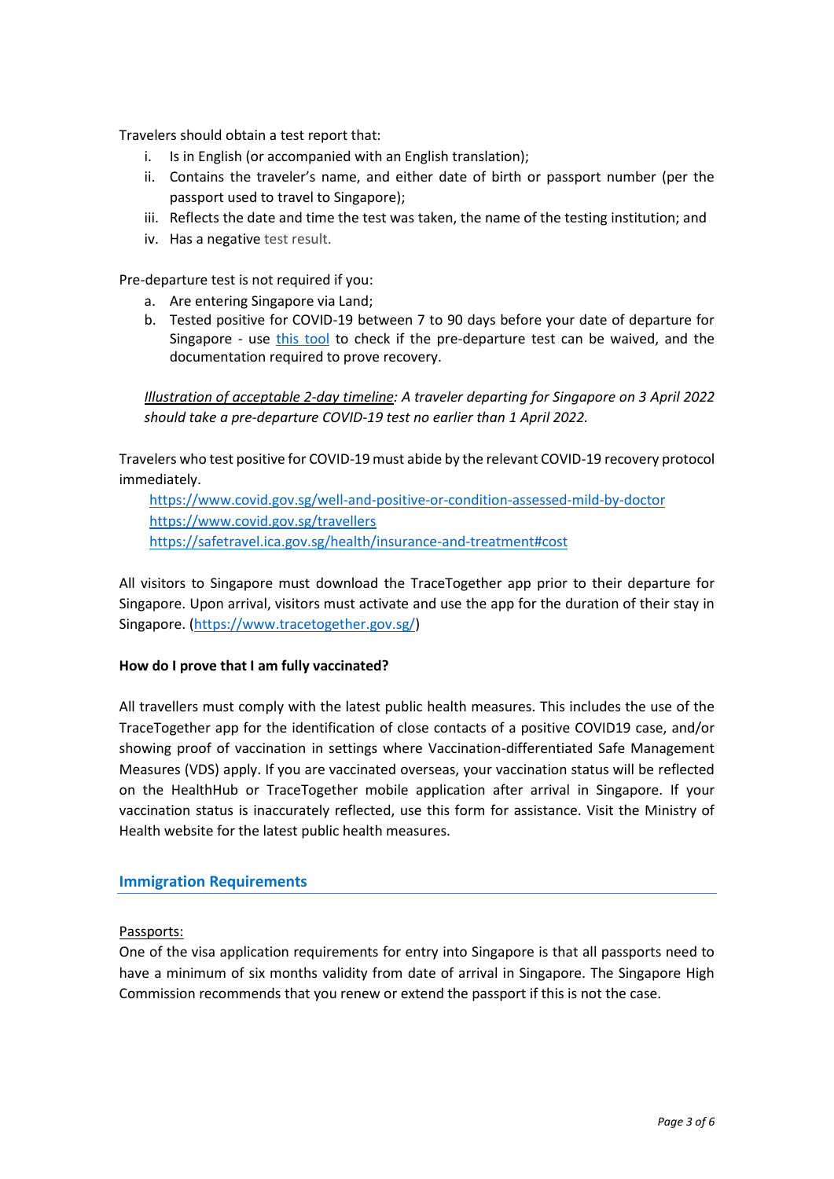Travelers should obtain a test report that:

i. Is in English (or accompanied with an English translation);
ii. Contains the traveler's name, and either date of birth or passport number (per the passport used to travel to Singapore);
iii. Reflects the date and time the test was taken, the name of the testing institution; and
iv. Has a negative test result.

Pre-departure test is not required if you:

a. Are entering Singapore via Land;
b. Tested positive for COVID-19 between 7 to 90 days before your date of departure for Singapore - use [this tool]() to check if the pre-departure test can be waived, and the documentation required to prove recovery.

*Illustration of acceptable 2-day timeline: A traveler departing for Singapore on 3 April 2022 should take a pre-departure COVID-19 test no earlier than 1 April 2022.*

Travelers who test positive for COVID-19 must abide by the relevant COVID-19 recovery protocol immediately.

https://www.covid.gov.sg/well-and-positive-or-condition-assessed-mild-by-doctor
https://www.covid.gov.sg/travellers
https://safetravel.ica.gov.sg/health/insurance-and-treatment#cost

All visitors to Singapore must download the TraceTogether app prior to their departure for Singapore. Upon arrival, visitors must activate and use the app for the duration of their stay in Singapore. (https://www.tracetogether.gov.sg/)

**How do I prove that I am fully vaccinated?**

All travellers must comply with the latest public health measures. This includes the use of the TraceTogether app for the identification of close contacts of a positive COVID19 case, and/or showing proof of vaccination in settings where Vaccination-differentiated Safe Management Measures (VDS) apply. If you are vaccinated overseas, your vaccination status will be reflected on the HealthHub or TraceTogether mobile application after arrival in Singapore. If your vaccination status is inaccurately reflected, use this form for assistance. Visit the Ministry of Health website for the latest public health measures.

## Immigration Requirements

Passports:

One of the visa application requirements for entry into Singapore is that all passports need to have a minimum of six months validity from date of arrival in Singapore. The Singapore High Commission recommends that you renew or extend the passport if this is not the case.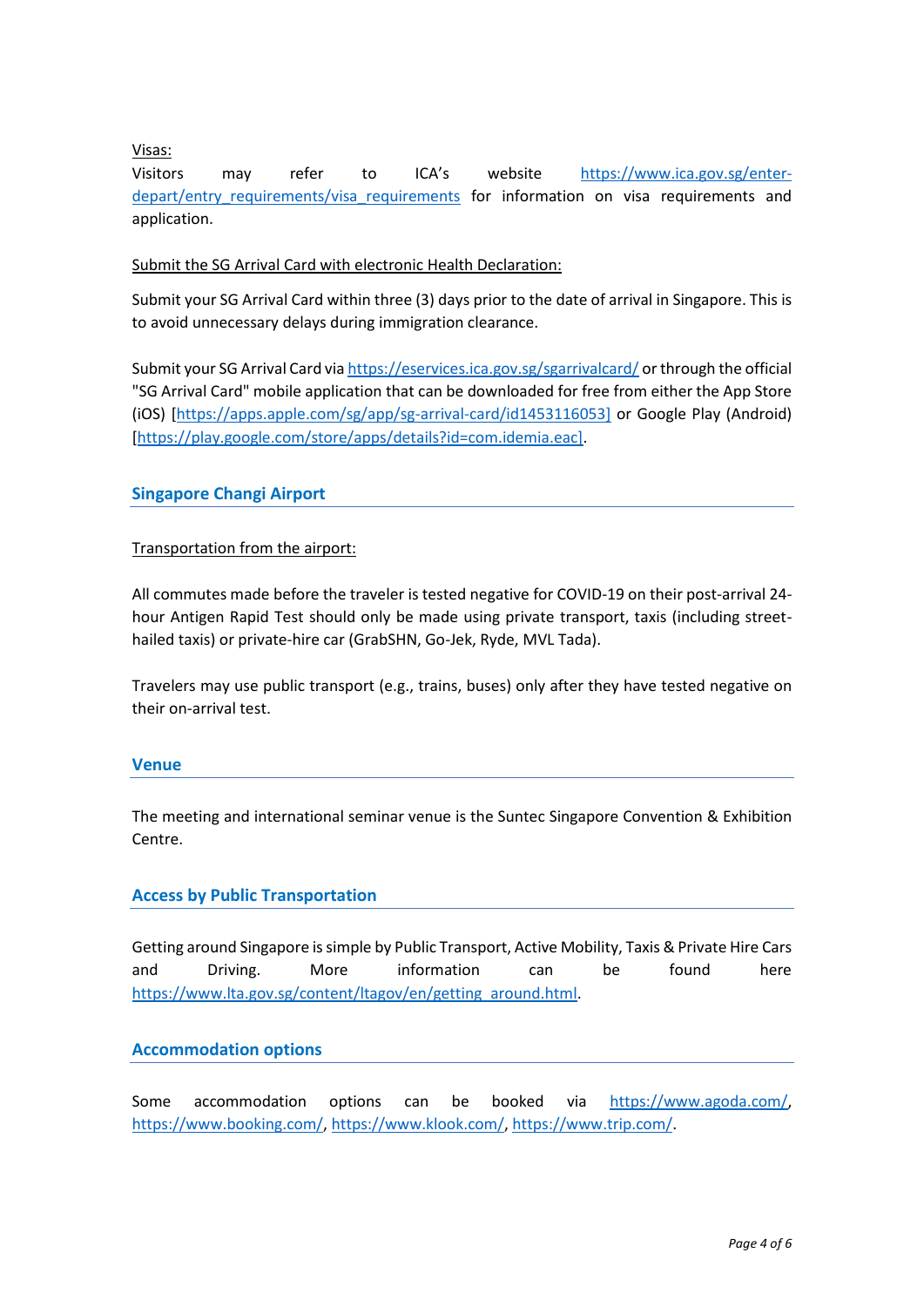Visas:

Visitors may refer to ICA's website https://www.ica.gov.sg/enter-depart/entry_requirements/visa_requirements for information on visa requirements and application.

Submit the SG Arrival Card with electronic Health Declaration:

Submit your SG Arrival Card within three (3) days prior to the date of arrival in Singapore. This is to avoid unnecessary delays during immigration clearance.

Submit your SG Arrival Card via https://eservices.ica.gov.sg/sgarrivalcard/ or through the official "SG Arrival Card" mobile application that can be downloaded for free from either the App Store (iOS) [https://apps.apple.com/sg/app/sg-arrival-card/id1453116053] or Google Play (Android) [https://play.google.com/store/apps/details?id=com.idemia.eac].

## Singapore Changi Airport

Transportation from the airport:

All commutes made before the traveler is tested negative for COVID-19 on their post-arrival 24-hour Antigen Rapid Test should only be made using private transport, taxis (including street-hailed taxis) or private-hire car (GrabSHN, Go-Jek, Ryde, MVL Tada).

Travelers may use public transport (e.g., trains, buses) only after they have tested negative on their on-arrival test.

## Venue

The meeting and international seminar venue is the Suntec Singapore Convention & Exhibition Centre.

## Access by Public Transportation

Getting around Singapore is simple by Public Transport, Active Mobility, Taxis & Private Hire Cars and Driving. More information can be found here https://www.lta.gov.sg/content/ltagov/en/getting_around.html.

## Accommodation options

Some accommodation options can be booked via https://www.agoda.com/, https://www.booking.com/, https://www.klook.com/, https://www.trip.com/.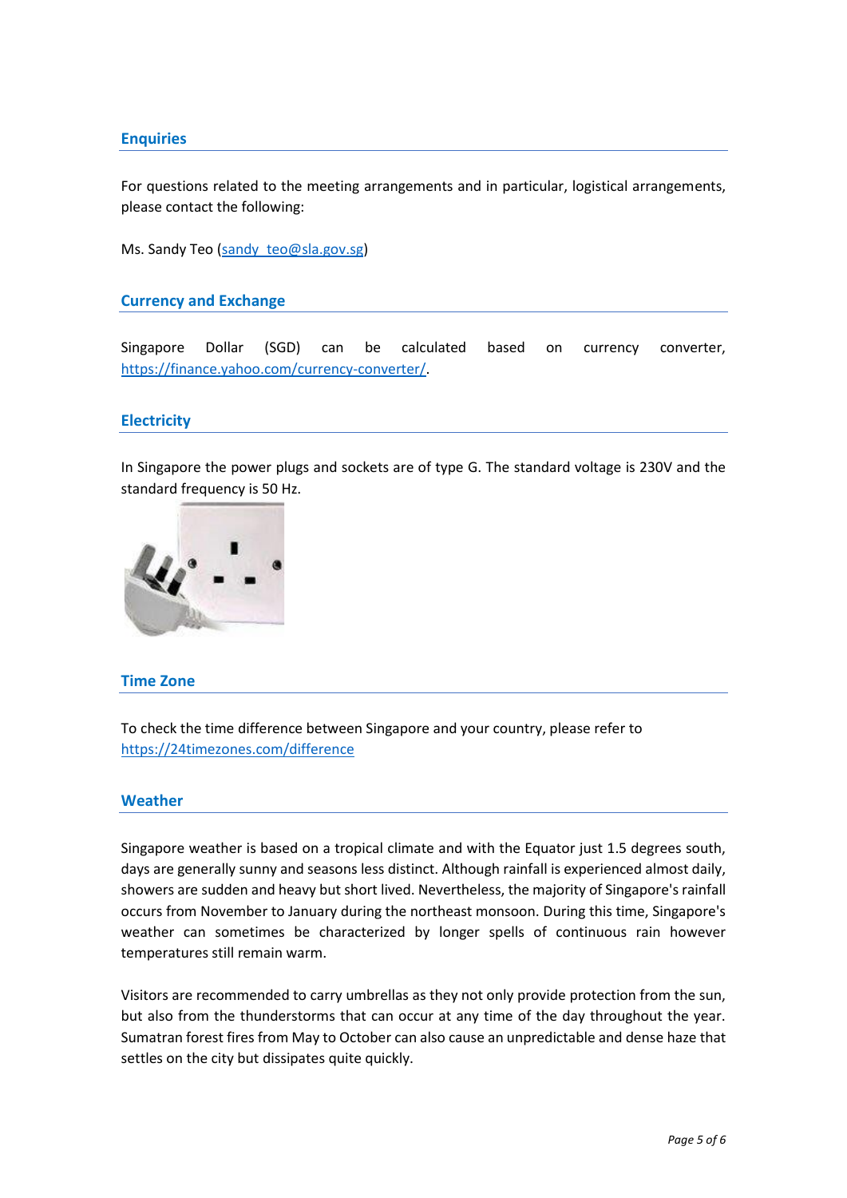## Enquiries

For questions related to the meeting arrangements and in particular, logistical arrangements, please contact the following:

Ms. Sandy Teo (sandy_teo@sla.gov.sg)

## Currency and Exchange

Singapore Dollar (SGD) can be calculated based on currency converter, https://finance.yahoo.com/currency-converter/.

## Electricity

In Singapore the power plugs and sockets are of type G. The standard voltage is 230V and the standard frequency is 50 Hz.

## Time Zone

To check the time difference between Singapore and your country, please refer to https://24timezones.com/difference

## Weather

Singapore weather is based on a tropical climate and with the Equator just 1.5 degrees south, days are generally sunny and seasons less distinct. Although rainfall is experienced almost daily, showers are sudden and heavy but short lived. Nevertheless, the majority of Singapore's rainfall occurs from November to January during the northeast monsoon. During this time, Singapore's weather can sometimes be characterized by longer spells of continuous rain however temperatures still remain warm.

Visitors are recommended to carry umbrellas as they not only provide protection from the sun, but also from the thunderstorms that can occur at any time of the day throughout the year. Sumatran forest fires from May to October can also cause an unpredictable and dense haze that settles on the city but dissipates quite quickly.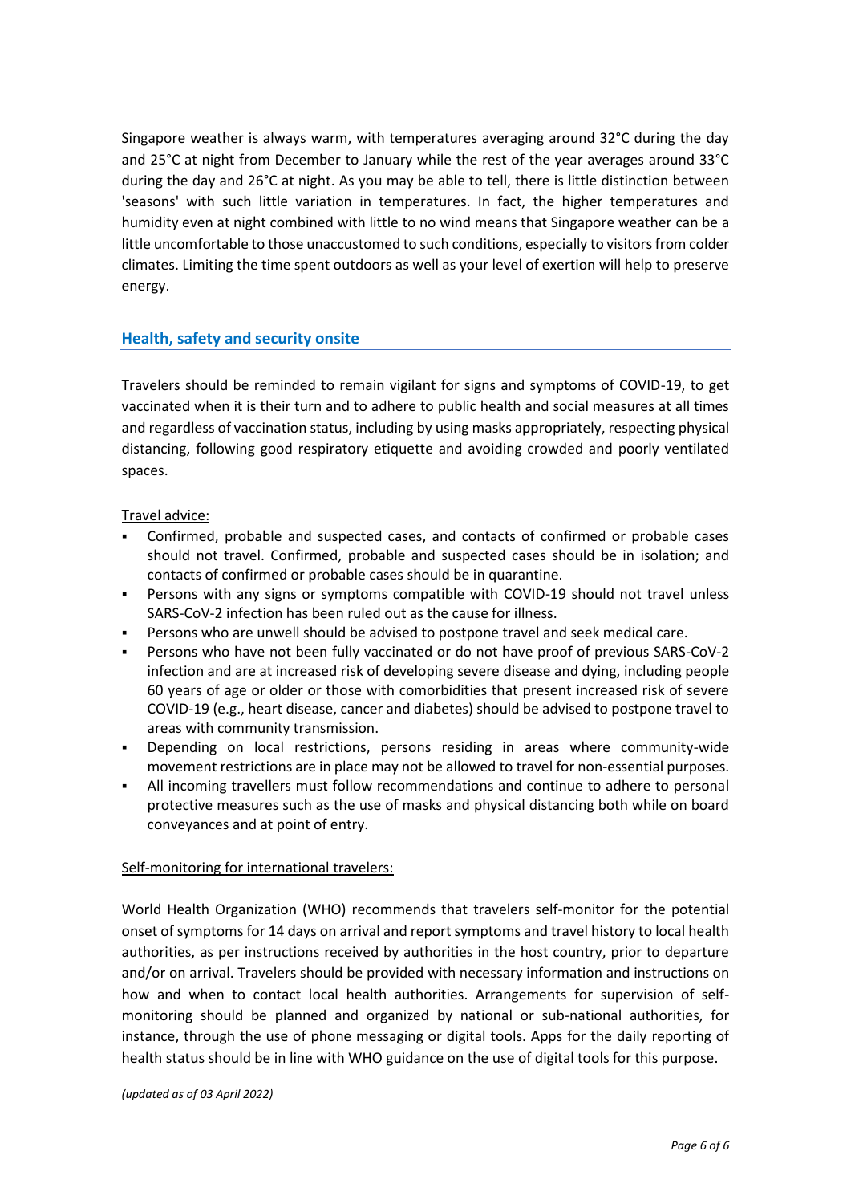Singapore weather is always warm, with temperatures averaging around 32°C during the day and 25°C at night from December to January while the rest of the year averages around 33°C during the day and 26°C at night. As you may be able to tell, there is little distinction between 'seasons' with such little variation in temperatures. In fact, the higher temperatures and humidity even at night combined with little to no wind means that Singapore weather can be a little uncomfortable to those unaccustomed to such conditions, especially to visitors from colder climates. Limiting the time spent outdoors as well as your level of exertion will help to preserve energy.

## Health, safety and security onsite

Travelers should be reminded to remain vigilant for signs and symptoms of COVID-19, to get vaccinated when it is their turn and to adhere to public health and social measures at all times and regardless of vaccination status, including by using masks appropriately, respecting physical distancing, following good respiratory etiquette and avoiding crowded and poorly ventilated spaces.

<u>Travel advice:</u>

- Confirmed, probable and suspected cases, and contacts of confirmed or probable cases should not travel. Confirmed, probable and suspected cases should be in isolation; and contacts of confirmed or probable cases should be in quarantine.
- Persons with any signs or symptoms compatible with COVID-19 should not travel unless SARS-CoV-2 infection has been ruled out as the cause for illness.
- Persons who are unwell should be advised to postpone travel and seek medical care.
- Persons who have not been fully vaccinated or do not have proof of previous SARS-CoV-2 infection and are at increased risk of developing severe disease and dying, including people 60 years of age or older or those with comorbidities that present increased risk of severe COVID-19 (e.g., heart disease, cancer and diabetes) should be advised to postpone travel to areas with community transmission.
- Depending on local restrictions, persons residing in areas where community-wide movement restrictions are in place may not be allowed to travel for non-essential purposes.
- All incoming travellers must follow recommendations and continue to adhere to personal protective measures such as the use of masks and physical distancing both while on board conveyances and at point of entry.

<u>Self-monitoring for international travelers:</u>

World Health Organization (WHO) recommends that travelers self-monitor for the potential onset of symptoms for 14 days on arrival and report symptoms and travel history to local health authorities, as per instructions received by authorities in the host country, prior to departure and/or on arrival. Travelers should be provided with necessary information and instructions on how and when to contact local health authorities. Arrangements for supervision of self-monitoring should be planned and organized by national or sub-national authorities, for instance, through the use of phone messaging or digital tools. Apps for the daily reporting of health status should be in line with WHO guidance on the use of digital tools for this purpose.

*(updated as of 03 April 2022)*